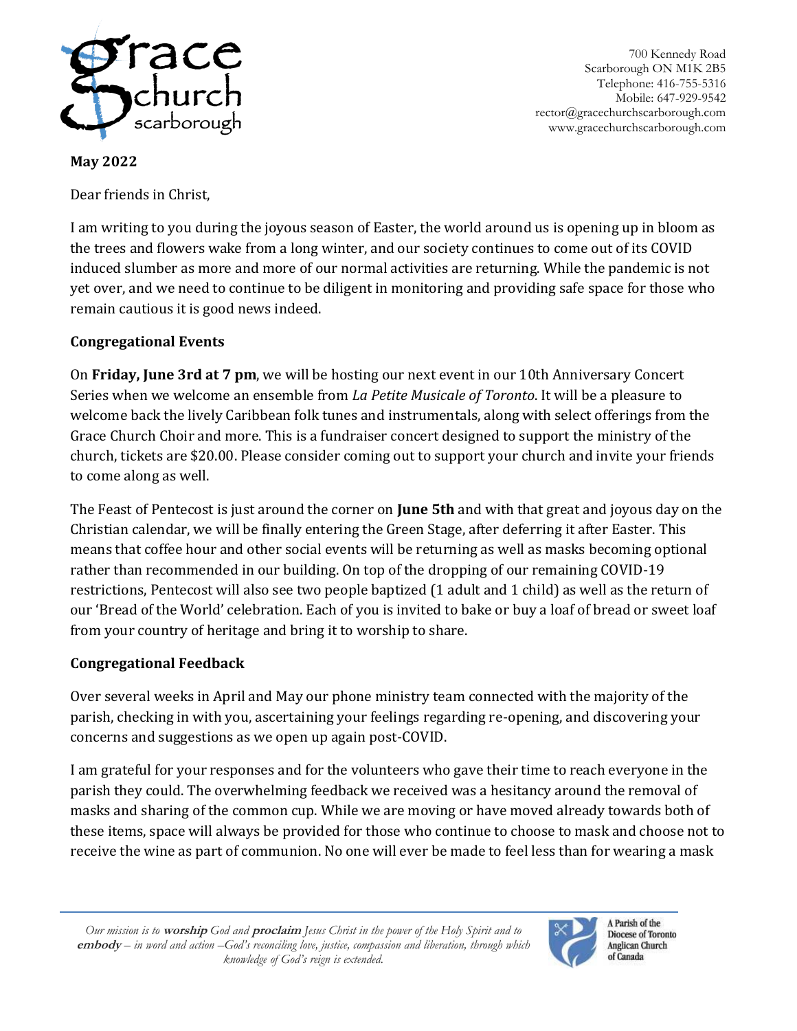700 Kennedy Road
Scarborough ON M1K 2B5
Telephone: 416-755-5316
Mobile: 647-929-9542
rector@gracechurchscarborough.com
www.gracechurchscarborough.com

**May 2022**

Dear friends in Christ,

I am writing to you during the joyous season of Easter, the world around us is opening up in bloom as the trees and flowers wake from a long winter, and our society continues to come out of its COVID induced slumber as more and more of our normal activities are returning. While the pandemic is not yet over, and we need to continue to be diligent in monitoring and providing safe space for those who remain cautious it is good news indeed.

## Congregational Events

On **Friday, June 3rd at 7 pm**, we will be hosting our next event in our 10th Anniversary Concert Series when we welcome an ensemble from *La Petite Musicale of Toronto*. It will be a pleasure to welcome back the lively Caribbean folk tunes and instrumentals, along with select offerings from the Grace Church Choir and more. This is a fundraiser concert designed to support the ministry of the church, tickets are $20.00. Please consider coming out to support your church and invite your friends to come along as well.

The Feast of Pentecost is just around the corner on **June 5th** and with that great and joyous day on the Christian calendar, we will be finally entering the Green Stage, after deferring it after Easter. This means that coffee hour and other social events will be returning as well as masks becoming optional rather than recommended in our building. On top of the dropping of our remaining COVID-19 restrictions, Pentecost will also see two people baptized (1 adult and 1 child) as well as the return of our 'Bread of the World' celebration. Each of you is invited to bake or buy a loaf of bread or sweet loaf from your country of heritage and bring it to worship to share.

## Congregational Feedback

Over several weeks in April and May our phone ministry team connected with the majority of the parish, checking in with you, ascertaining your feelings regarding re-opening, and discovering your concerns and suggestions as we open up again post-COVID.

I am grateful for your responses and for the volunteers who gave their time to reach everyone in the parish they could. The overwhelming feedback we received was a hesitancy around the removal of masks and sharing of the common cup. While we are moving or have moved already towards both of these items, space will always be provided for those who continue to choose to mask and choose not to receive the wine as part of communion. No one will ever be made to feel less than for wearing a mask

*Our mission is to* ***worship*** *God and* ***proclaim*** *Jesus Christ in the power of the Holy Spirit and to* ***embody*** *– in word and action –God's reconciling love, justice, compassion and liberation, through which knowledge of God's reign is extended.*

A Parish of the Diocese of Toronto Anglican Church of Canada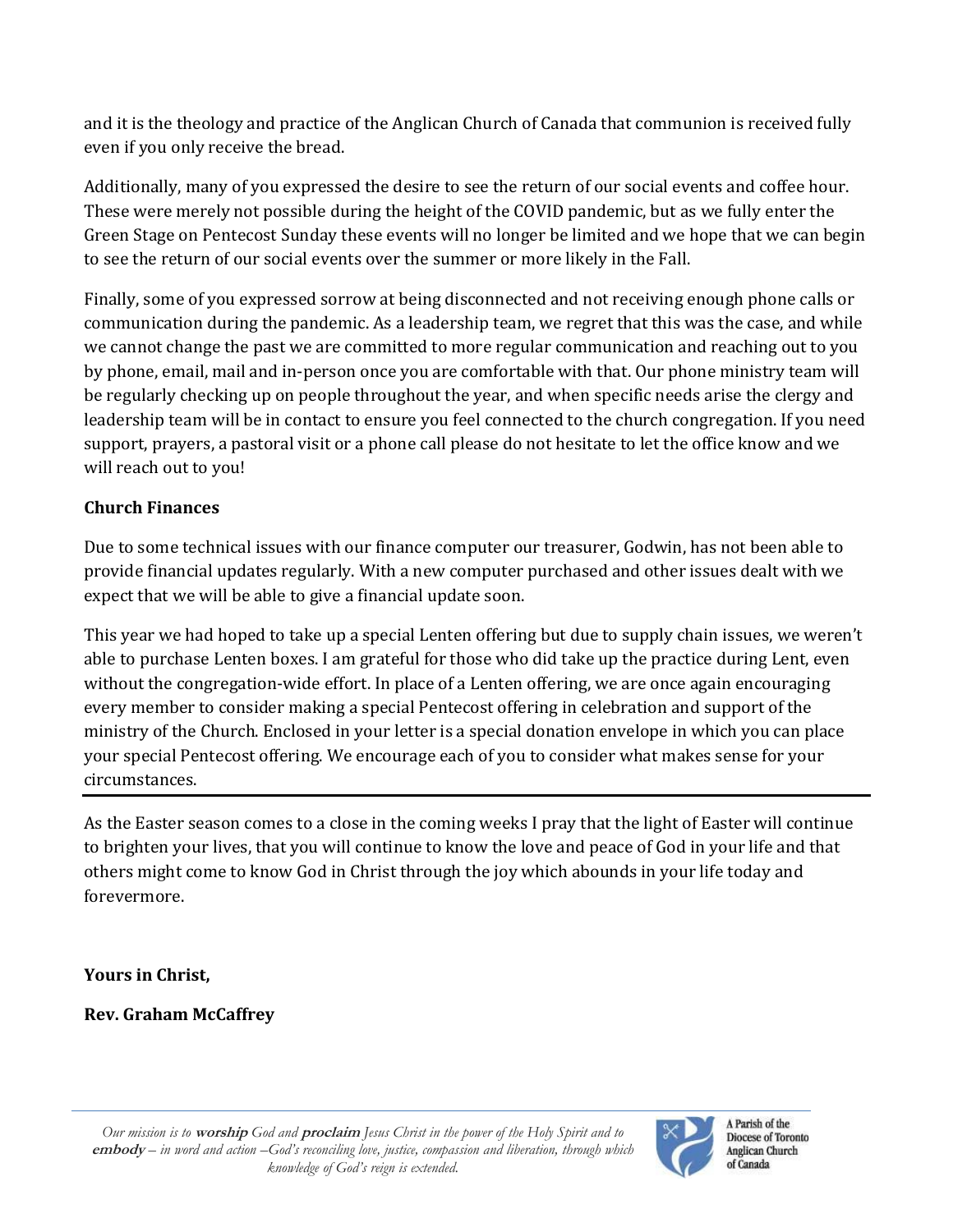and it is the theology and practice of the Anglican Church of Canada that communion is received fully even if you only receive the bread.

Additionally, many of you expressed the desire to see the return of our social events and coffee hour. These were merely not possible during the height of the COVID pandemic, but as we fully enter the Green Stage on Pentecost Sunday these events will no longer be limited and we hope that we can begin to see the return of our social events over the summer or more likely in the Fall.

Finally, some of you expressed sorrow at being disconnected and not receiving enough phone calls or communication during the pandemic. As a leadership team, we regret that this was the case, and while we cannot change the past we are committed to more regular communication and reaching out to you by phone, email, mail and in-person once you are comfortable with that. Our phone ministry team will be regularly checking up on people throughout the year, and when specific needs arise the clergy and leadership team will be in contact to ensure you feel connected to the church congregation. If you need support, prayers, a pastoral visit or a phone call please do not hesitate to let the office know and we will reach out to you!

**Church Finances**

Due to some technical issues with our finance computer our treasurer, Godwin, has not been able to provide financial updates regularly. With a new computer purchased and other issues dealt with we expect that we will be able to give a financial update soon.

This year we had hoped to take up a special Lenten offering but due to supply chain issues, we weren't able to purchase Lenten boxes. I am grateful for those who did take up the practice during Lent, even without the congregation-wide effort. In place of a Lenten offering, we are once again encouraging every member to consider making a special Pentecost offering in celebration and support of the ministry of the Church. Enclosed in your letter is a special donation envelope in which you can place your special Pentecost offering. We encourage each of you to consider what makes sense for your circumstances.

---

As the Easter season comes to a close in the coming weeks I pray that the light of Easter will continue to brighten your lives, that you will continue to know the love and peace of God in your life and that others might come to know God in Christ through the joy which abounds in your life today and forevermore.

**Yours in Christ,**

**Rev. Graham McCaffrey**

*Our mission is to* ***worship*** *God and* ***proclaim*** *Jesus Christ in the power of the Holy Spirit and to* ***embody*** *– in word and action –God's reconciling love, justice, compassion and liberation, through which knowledge of God's reign is extended.*

A Parish of the Diocese of Toronto Anglican Church of Canada